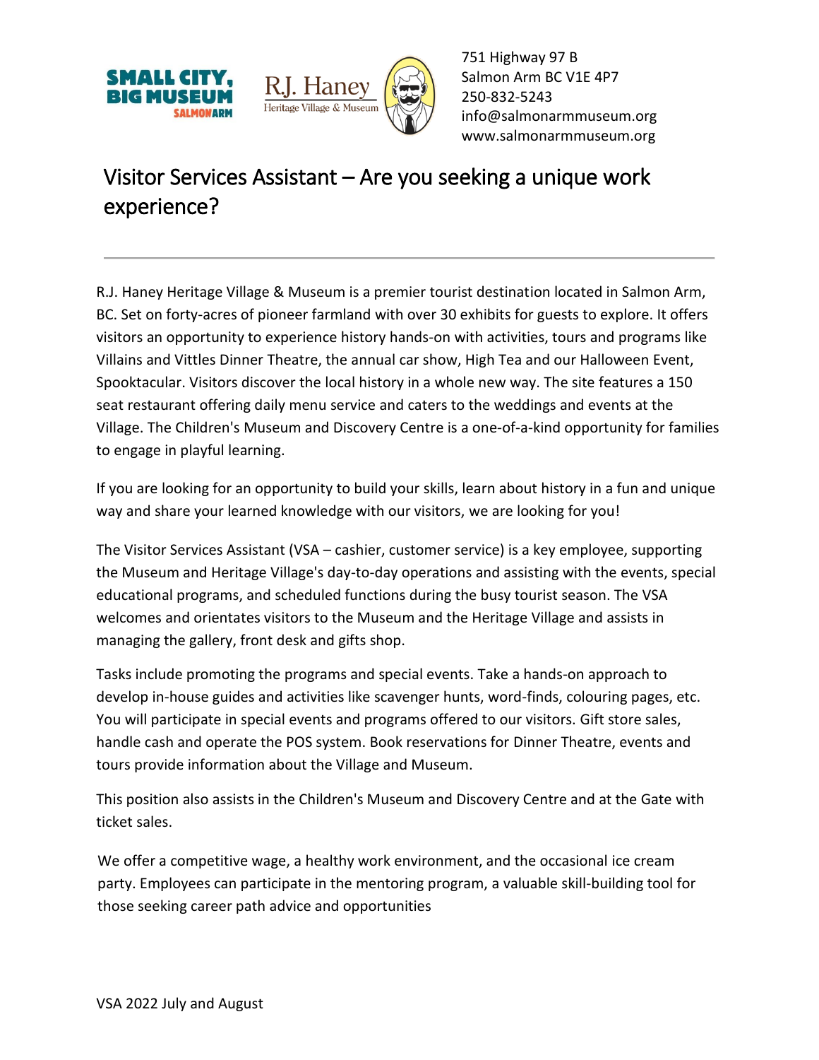751 Highway 97 B
Salmon Arm BC V1E 4P7
250-832-5243
info@salmonarmmuseum.org
www.salmonarmmuseum.org

# Visitor Services Assistant – Are you seeking a unique work experience?

---

R.J. Haney Heritage Village & Museum is a premier tourist destination located in Salmon Arm, BC. Set on forty-acres of pioneer farmland with over 30 exhibits for guests to explore. It offers visitors an opportunity to experience history hands-on with activities, tours and programs like Villains and Vittles Dinner Theatre, the annual car show, High Tea and our Halloween Event, Spooktacular. Visitors discover the local history in a whole new way. The site features a 150 seat restaurant offering daily menu service and caters to the weddings and events at the Village. The Children's Museum and Discovery Centre is a one-of-a-kind opportunity for families to engage in playful learning.

If you are looking for an opportunity to build your skills, learn about history in a fun and unique way and share your learned knowledge with our visitors, we are looking for you!

The Visitor Services Assistant (VSA – cashier, customer service) is a key employee, supporting the Museum and Heritage Village's day-to-day operations and assisting with the events, special educational programs, and scheduled functions during the busy tourist season. The VSA welcomes and orientates visitors to the Museum and the Heritage Village and assists in managing the gallery, front desk and gifts shop.

Tasks include promoting the programs and special events. Take a hands-on approach to develop in-house guides and activities like scavenger hunts, word-finds, colouring pages, etc. You will participate in special events and programs offered to our visitors. Gift store sales, handle cash and operate the POS system. Book reservations for Dinner Theatre, events and tours provide information about the Village and Museum.

This position also assists in the Children's Museum and Discovery Centre and at the Gate with ticket sales.

We offer a competitive wage, a healthy work environment, and the occasional ice cream party. Employees can participate in the mentoring program, a valuable skill-building tool for those seeking career path advice and opportunities

VSA 2022 July and August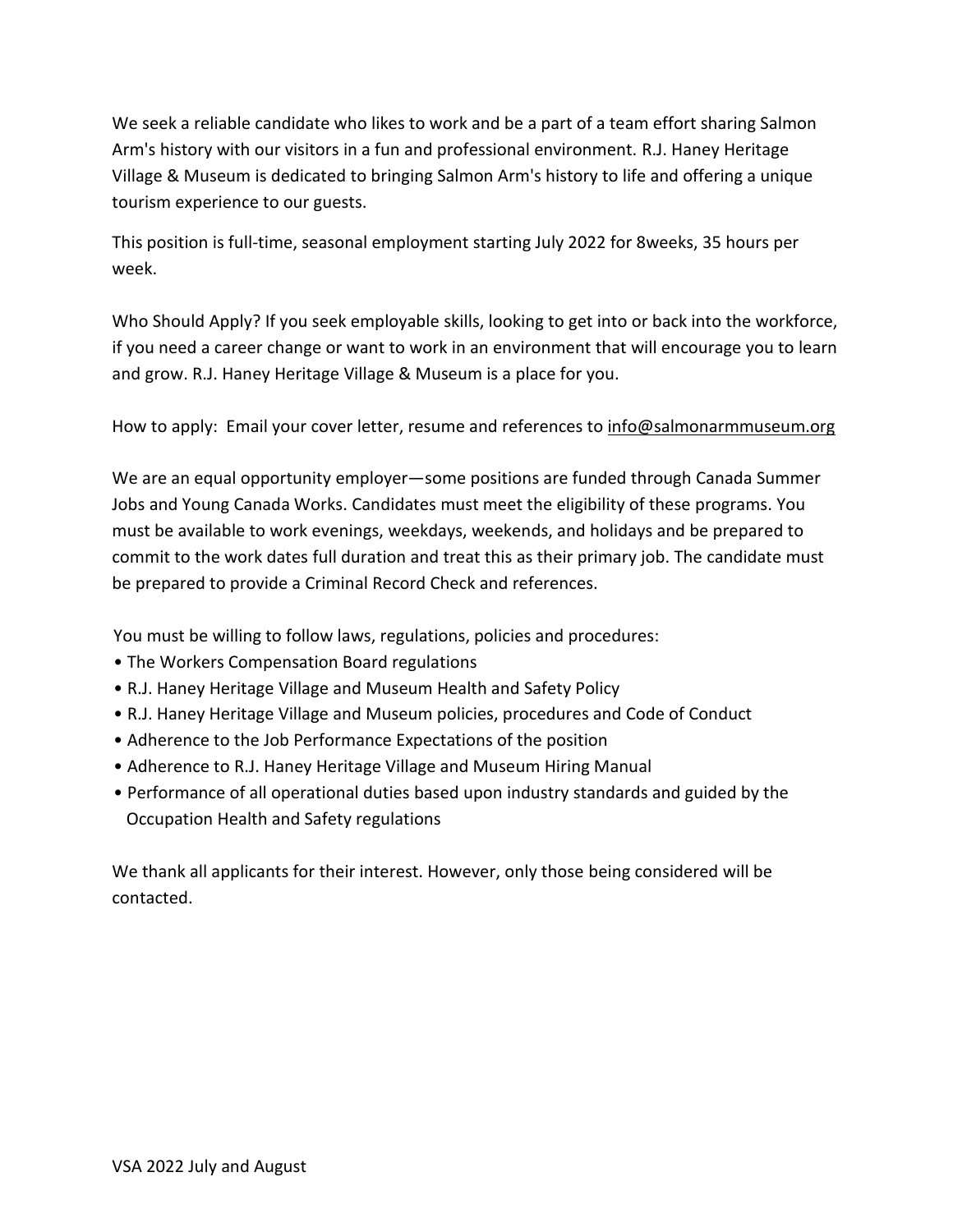We seek a reliable candidate who likes to work and be a part of a team effort sharing Salmon Arm's history with our visitors in a fun and professional environment. R.J. Haney Heritage Village & Museum is dedicated to bringing Salmon Arm's history to life and offering a unique tourism experience to our guests.

This position is full-time, seasonal employment starting July 2022 for 8weeks, 35 hours per week.

Who Should Apply? If you seek employable skills, looking to get into or back into the workforce, if you need a career change or want to work in an environment that will encourage you to learn and grow. R.J. Haney Heritage Village & Museum is a place for you.

How to apply: Email your cover letter, resume and references to info@salmonarmmuseum.org

We are an equal opportunity employer—some positions are funded through Canada Summer Jobs and Young Canada Works. Candidates must meet the eligibility of these programs. You must be available to work evenings, weekdays, weekends, and holidays and be prepared to commit to the work dates full duration and treat this as their primary job. The candidate must be prepared to provide a Criminal Record Check and references.

You must be willing to follow laws, regulations, policies and procedures:

- The Workers Compensation Board regulations
- R.J. Haney Heritage Village and Museum Health and Safety Policy
- R.J. Haney Heritage Village and Museum policies, procedures and Code of Conduct
- Adherence to the Job Performance Expectations of the position
- Adherence to R.J. Haney Heritage Village and Museum Hiring Manual
- Performance of all operational duties based upon industry standards and guided by the Occupation Health and Safety regulations

We thank all applicants for their interest. However, only those being considered will be contacted.